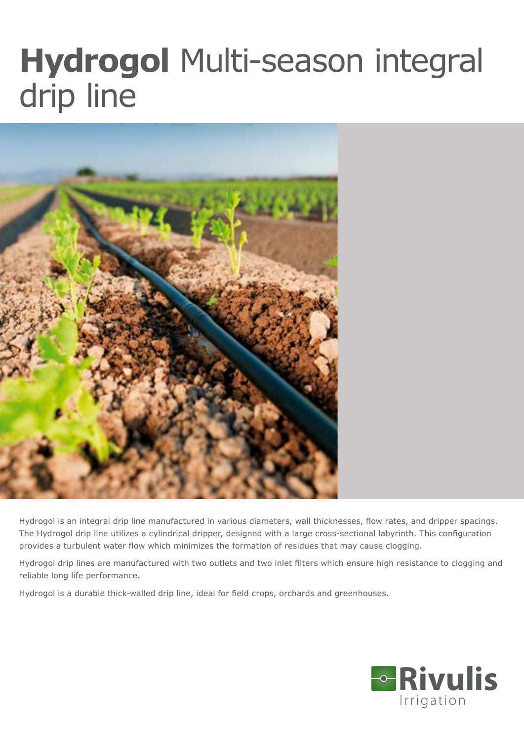# **Hydrogol** Multi-season integral drip line

Hydrogol is an integral drip line manufactured in various diameters, wall thicknesses, flow rates, and dripper spacings. The Hydrogol drip line utilizes a cylindrical dripper, designed with a large cross-sectional labyrinth. This configuration provides a turbulent water flow which minimizes the formation of residues that may cause clogging.

Hydrogol drip lines are manufactured with two outlets and two inlet filters which ensure high resistance to clogging and reliable long life performance.

Hydrogol is a durable thick-walled drip line, ideal for field crops, orchards and greenhouses.

Rivulis Irrigation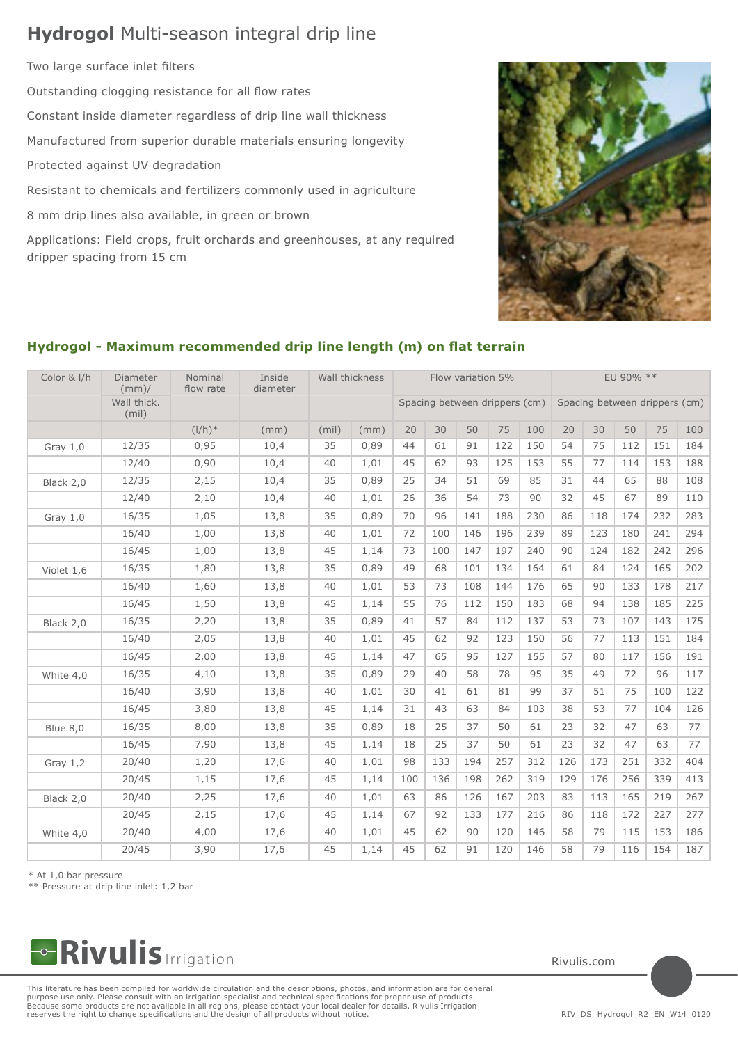# **Hydrogol** Multi-season integral drip line

Two large surface inlet filters

Outstanding clogging resistance for all flow rates

Constant inside diameter regardless of drip line wall thickness

Manufactured from superior durable materials ensuring longevity

Protected against UV degradation

Resistant to chemicals and fertilizers commonly used in agriculture

8 mm drip lines also available, in green or brown

Applications: Field crops, fruit orchards and greenhouses, at any required dripper spacing from 15 cm

## Hydrogol - Maximum recommended drip line length (m) on flat terrain

| Color & l/h | Diameter (mm)/ | Nominal flow rate | Inside diameter | Wall thickness | | Flow variation 5% | | | | | EU 90% ** | | | | |
|---|---|---|---|---|---|---|---|---|---|---|---|---|---|---|---|
| | Wall thick. (mil) | | | | | Spacing between drippers (cm) | | | | | Spacing between drippers (cm) | | | | |
| | | (l/h)* | (mm) | (mil) | (mm) | 20 | 30 | 50 | 75 | 100 | 20 | 30 | 50 | 75 | 100 |
| Gray 1,0 | 12/35 | 0,95 | 10,4 | 35 | 0,89 | 44 | 61 | 91 | 122 | 150 | 54 | 75 | 112 | 151 | 184 |
| | 12/40 | 0,90 | 10,4 | 40 | 1,01 | 45 | 62 | 93 | 125 | 153 | 55 | 77 | 114 | 153 | 188 |
| Black 2,0 | 12/35 | 2,15 | 10,4 | 35 | 0,89 | 25 | 34 | 51 | 69 | 85 | 31 | 44 | 65 | 88 | 108 |
| | 12/40 | 2,10 | 10,4 | 40 | 1,01 | 26 | 36 | 54 | 73 | 90 | 32 | 45 | 67 | 89 | 110 |
| Gray 1,0 | 16/35 | 1,05 | 13,8 | 35 | 0,89 | 70 | 96 | 141 | 188 | 230 | 86 | 118 | 174 | 232 | 283 |
| | 16/40 | 1,00 | 13,8 | 40 | 1,01 | 72 | 100 | 146 | 196 | 239 | 89 | 123 | 180 | 241 | 294 |
| | 16/45 | 1,00 | 13,8 | 45 | 1,14 | 73 | 100 | 147 | 197 | 240 | 90 | 124 | 182 | 242 | 296 |
| Violet 1,6 | 16/35 | 1,80 | 13,8 | 35 | 0,89 | 49 | 68 | 101 | 134 | 164 | 61 | 84 | 124 | 165 | 202 |
| | 16/40 | 1,60 | 13,8 | 40 | 1,01 | 53 | 73 | 108 | 144 | 176 | 65 | 90 | 133 | 178 | 217 |
| | 16/45 | 1,50 | 13,8 | 45 | 1,14 | 55 | 76 | 112 | 150 | 183 | 68 | 94 | 138 | 185 | 225 |
| Black 2,0 | 16/35 | 2,20 | 13,8 | 35 | 0,89 | 41 | 57 | 84 | 112 | 137 | 53 | 73 | 107 | 143 | 175 |
| | 16/40 | 2,05 | 13,8 | 40 | 1,01 | 45 | 62 | 92 | 123 | 150 | 56 | 77 | 113 | 151 | 184 |
| | 16/45 | 2,00 | 13,8 | 45 | 1,14 | 47 | 65 | 95 | 127 | 155 | 57 | 80 | 117 | 156 | 191 |
| White 4,0 | 16/35 | 4,10 | 13,8 | 35 | 0,89 | 29 | 40 | 58 | 78 | 95 | 35 | 49 | 72 | 96 | 117 |
| | 16/40 | 3,90 | 13,8 | 40 | 1,01 | 30 | 41 | 61 | 81 | 99 | 37 | 51 | 75 | 100 | 122 |
| | 16/45 | 3,80 | 13,8 | 45 | 1,14 | 31 | 43 | 63 | 84 | 103 | 38 | 53 | 77 | 104 | 126 |
| Blue 8,0 | 16/35 | 8,00 | 13,8 | 35 | 0,89 | 18 | 25 | 37 | 50 | 61 | 23 | 32 | 47 | 63 | 77 |
| | 16/45 | 7,90 | 13,8 | 45 | 1,14 | 18 | 25 | 37 | 50 | 61 | 23 | 32 | 47 | 63 | 77 |
| Gray 1,2 | 20/40 | 1,20 | 17,6 | 40 | 1,01 | 98 | 133 | 194 | 257 | 312 | 126 | 173 | 251 | 332 | 404 |
| | 20/45 | 1,15 | 17,6 | 45 | 1,14 | 100 | 136 | 198 | 262 | 319 | 129 | 176 | 256 | 339 | 413 |
| Black 2,0 | 20/40 | 2,25 | 17,6 | 40 | 1,01 | 63 | 86 | 126 | 167 | 203 | 83 | 113 | 165 | 219 | 267 |
| | 20/45 | 2,15 | 17,6 | 45 | 1,14 | 67 | 92 | 133 | 177 | 216 | 86 | 118 | 172 | 227 | 277 |
| White 4,0 | 20/40 | 4,00 | 17,6 | 40 | 1,01 | 45 | 62 | 90 | 120 | 146 | 58 | 79 | 115 | 153 | 186 |
| | 20/45 | 3,90 | 17,6 | 45 | 1,14 | 45 | 62 | 91 | 120 | 146 | 58 | 79 | 116 | 154 | 187 |

\* At 1,0 bar pressure
\*\* Pressure at drip line inlet: 1,2 bar

Rivulis Irrigation

Rivulis.com

This literature has been compiled for worldwide circulation and the descriptions, photos, and information are for general purpose use only. Please consult with an irrigation specialist and technical specifications for proper use of products. Because some products are not available in all regions, please contact your local dealer for details. Rivulis Irrigation reserves the right to change specifications and the design of all products without notice.

RIV_DS_Hydrogol_R2_EN_W14_0120